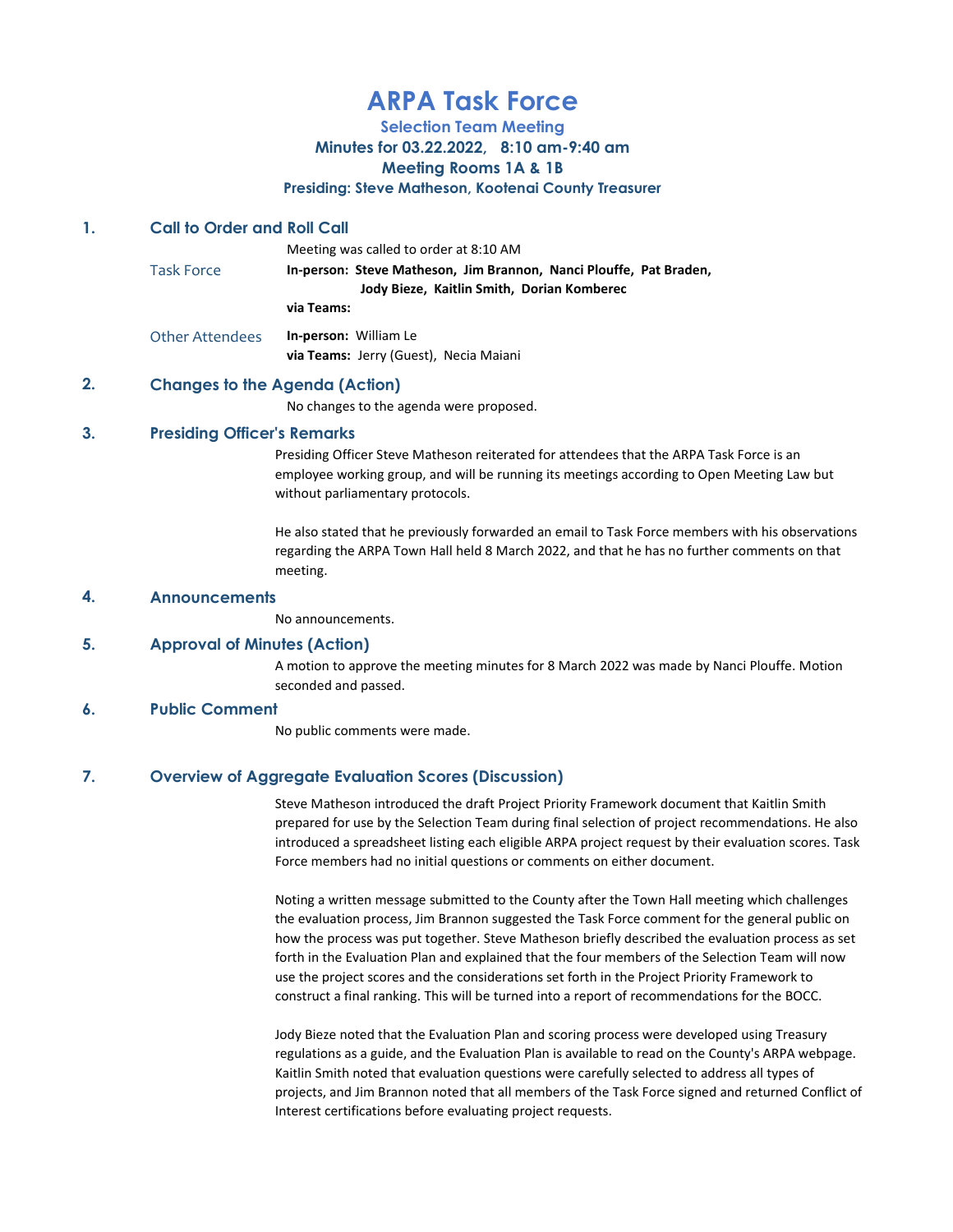# ARPA Task Force

## Selection Team Meeting

### Minutes for 03.22.2022, 8:10 am-9:40 am

### Meeting Rooms 1A & 1B

**Presiding: Steve Matheson, Kootenai County Treasurer**

## 1. Call to Order and Roll Call

Meeting was called to order at 8:10 AM

Task Force

**In-person: Steve Matheson, Jim Brannon, Nanci Plouffe, Pat Braden, Jody Bieze, Kaitlin Smith, Dorian Komberec**

**via Teams:**

Other Attendees

**In-person:** William Le

**via Teams:** Jerry (Guest), Necia Maiani

## 2. Changes to the Agenda (Action)

No changes to the agenda were proposed.

## 3. Presiding Officer's Remarks

Presiding Officer Steve Matheson reiterated for attendees that the ARPA Task Force is an employee working group, and will be running its meetings according to Open Meeting Law but without parliamentary protocols.

He also stated that he previously forwarded an email to Task Force members with his observations regarding the ARPA Town Hall held 8 March 2022, and that he has no further comments on that meeting.

## 4. Announcements

No announcements.

## 5. Approval of Minutes (Action)

A motion to approve the meeting minutes for 8 March 2022 was made by Nanci Plouffe. Motion seconded and passed.

## 6. Public Comment

No public comments were made.

## 7. Overview of Aggregate Evaluation Scores (Discussion)

Steve Matheson introduced the draft Project Priority Framework document that Kaitlin Smith prepared for use by the Selection Team during final selection of project recommendations. He also introduced a spreadsheet listing each eligible ARPA project request by their evaluation scores. Task Force members had no initial questions or comments on either document.

Noting a written message submitted to the County after the Town Hall meeting which challenges the evaluation process, Jim Brannon suggested the Task Force comment for the general public on how the process was put together. Steve Matheson briefly described the evaluation process as set forth in the Evaluation Plan and explained that the four members of the Selection Team will now use the project scores and the considerations set forth in the Project Priority Framework to construct a final ranking. This will be turned into a report of recommendations for the BOCC.

Jody Bieze noted that the Evaluation Plan and scoring process were developed using Treasury regulations as a guide, and the Evaluation Plan is available to read on the County's ARPA webpage. Kaitlin Smith noted that evaluation questions were carefully selected to address all types of projects, and Jim Brannon noted that all members of the Task Force signed and returned Conflict of Interest certifications before evaluating project requests.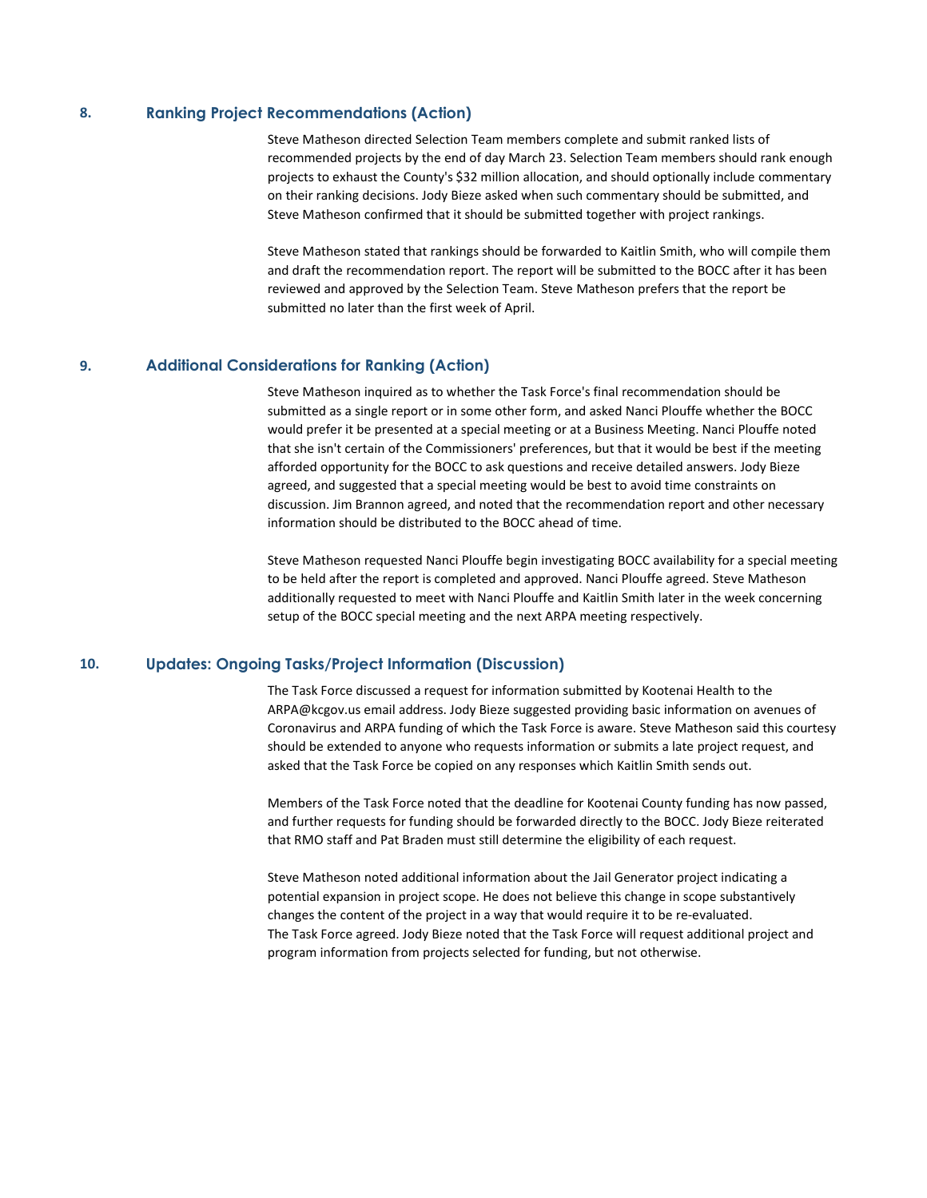## 8. Ranking Project Recommendations (Action)

Steve Matheson directed Selection Team members complete and submit ranked lists of recommended projects by the end of day March 23. Selection Team members should rank enough projects to exhaust the County's $32 million allocation, and should optionally include commentary on their ranking decisions. Jody Bieze asked when such commentary should be submitted, and Steve Matheson confirmed that it should be submitted together with project rankings.

Steve Matheson stated that rankings should be forwarded to Kaitlin Smith, who will compile them and draft the recommendation report. The report will be submitted to the BOCC after it has been reviewed and approved by the Selection Team. Steve Matheson prefers that the report be submitted no later than the first week of April.

## 9. Additional Considerations for Ranking (Action)

Steve Matheson inquired as to whether the Task Force's final recommendation should be submitted as a single report or in some other form, and asked Nanci Plouffe whether the BOCC would prefer it be presented at a special meeting or at a Business Meeting. Nanci Plouffe noted that she isn't certain of the Commissioners' preferences, but that it would be best if the meeting afforded opportunity for the BOCC to ask questions and receive detailed answers. Jody Bieze agreed, and suggested that a special meeting would be best to avoid time constraints on discussion. Jim Brannon agreed, and noted that the recommendation report and other necessary information should be distributed to the BOCC ahead of time.

Steve Matheson requested Nanci Plouffe begin investigating BOCC availability for a special meeting to be held after the report is completed and approved. Nanci Plouffe agreed. Steve Matheson additionally requested to meet with Nanci Plouffe and Kaitlin Smith later in the week concerning setup of the BOCC special meeting and the next ARPA meeting respectively.

## 10. Updates: Ongoing Tasks/Project Information (Discussion)

The Task Force discussed a request for information submitted by Kootenai Health to the ARPA@kcgov.us email address. Jody Bieze suggested providing basic information on avenues of Coronavirus and ARPA funding of which the Task Force is aware. Steve Matheson said this courtesy should be extended to anyone who requests information or submits a late project request, and asked that the Task Force be copied on any responses which Kaitlin Smith sends out.

Members of the Task Force noted that the deadline for Kootenai County funding has now passed, and further requests for funding should be forwarded directly to the BOCC. Jody Bieze reiterated that RMO staff and Pat Braden must still determine the eligibility of each request.

Steve Matheson noted additional information about the Jail Generator project indicating a potential expansion in project scope. He does not believe this change in scope substantively changes the content of the project in a way that would require it to be re-evaluated.
The Task Force agreed. Jody Bieze noted that the Task Force will request additional project and program information from projects selected for funding, but not otherwise.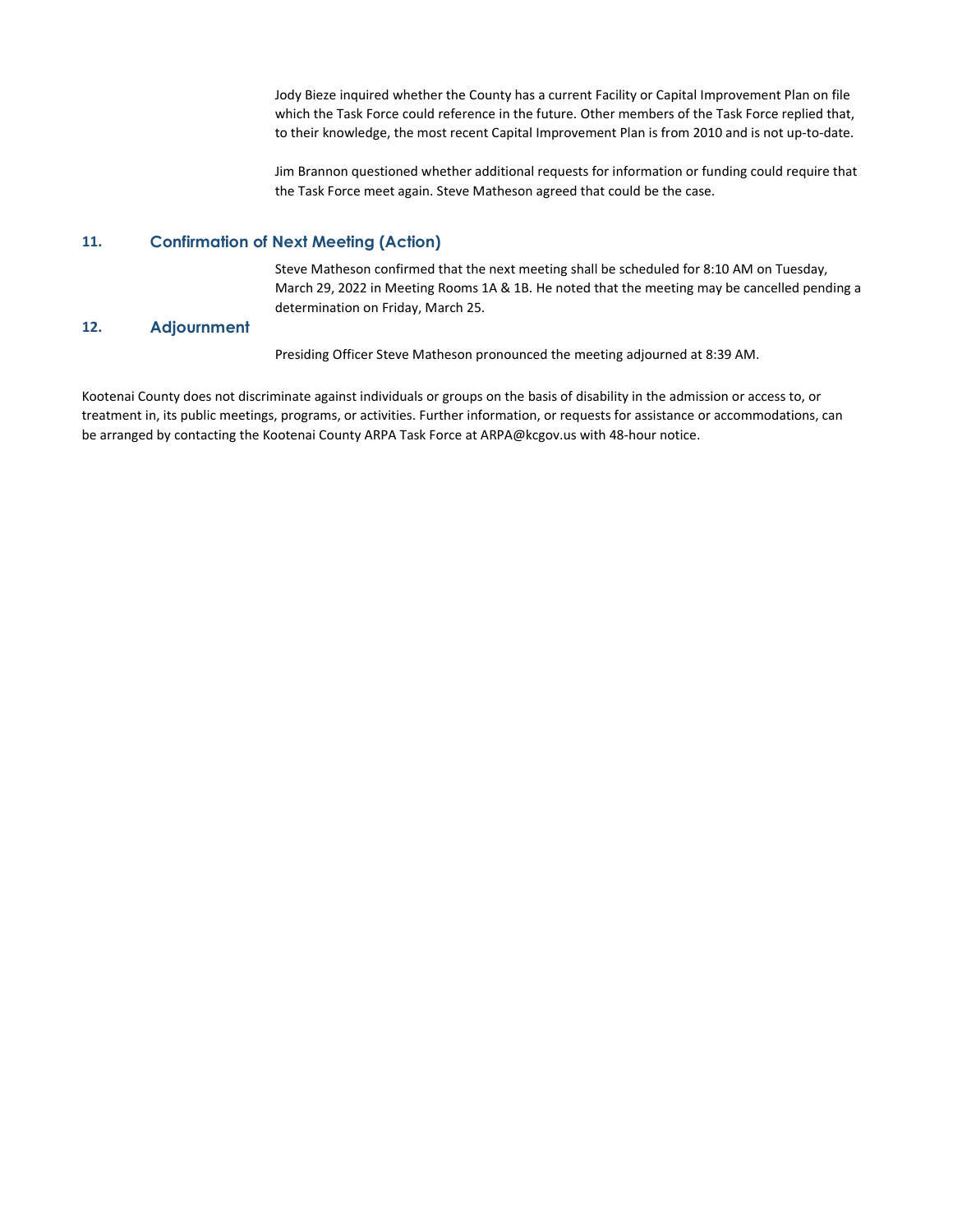Jody Bieze inquired whether the County has a current Facility or Capital Improvement Plan on file which the Task Force could reference in the future. Other members of the Task Force replied that, to their knowledge, the most recent Capital Improvement Plan is from 2010 and is not up-to-date.

Jim Brannon questioned whether additional requests for information or funding could require that the Task Force meet again. Steve Matheson agreed that could be the case.

## 11. Confirmation of Next Meeting (Action)

Steve Matheson confirmed that the next meeting shall be scheduled for 8:10 AM on Tuesday, March 29, 2022 in Meeting Rooms 1A & 1B. He noted that the meeting may be cancelled pending a determination on Friday, March 25.

## 12. Adjournment

Presiding Officer Steve Matheson pronounced the meeting adjourned at 8:39 AM.

Kootenai County does not discriminate against individuals or groups on the basis of disability in the admission or access to, or treatment in, its public meetings, programs, or activities. Further information, or requests for assistance or accommodations, can be arranged by contacting the Kootenai County ARPA Task Force at ARPA@kcgov.us with 48-hour notice.